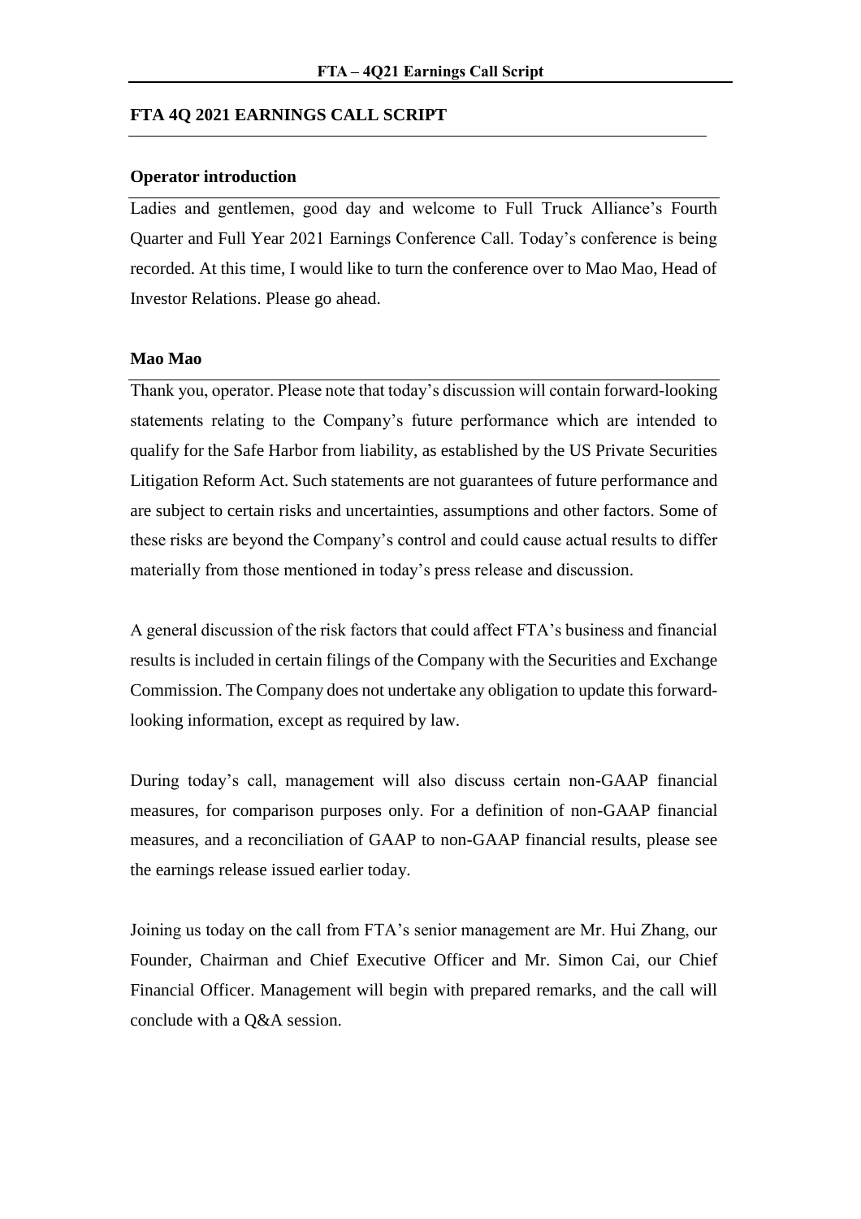# FTA 4Q 2021 EARNINGS CALL SCRIPT

**Operator introduction**

Ladies and gentlemen, good day and welcome to Full Truck Alliance's Fourth Quarter and Full Year 2021 Earnings Conference Call. Today's conference is being recorded. At this time, I would like to turn the conference over to Mao Mao, Head of Investor Relations. Please go ahead.

**Mao Mao**

Thank you, operator. Please note that today's discussion will contain forward-looking statements relating to the Company's future performance which are intended to qualify for the Safe Harbor from liability, as established by the US Private Securities Litigation Reform Act. Such statements are not guarantees of future performance and are subject to certain risks and uncertainties, assumptions and other factors. Some of these risks are beyond the Company's control and could cause actual results to differ materially from those mentioned in today's press release and discussion.

A general discussion of the risk factors that could affect FTA's business and financial results is included in certain filings of the Company with the Securities and Exchange Commission. The Company does not undertake any obligation to update this forward-looking information, except as required by law.

During today's call, management will also discuss certain non-GAAP financial measures, for comparison purposes only. For a definition of non-GAAP financial measures, and a reconciliation of GAAP to non-GAAP financial results, please see the earnings release issued earlier today.

Joining us today on the call from FTA's senior management are Mr. Hui Zhang, our Founder, Chairman and Chief Executive Officer and Mr. Simon Cai, our Chief Financial Officer. Management will begin with prepared remarks, and the call will conclude with a Q&A session.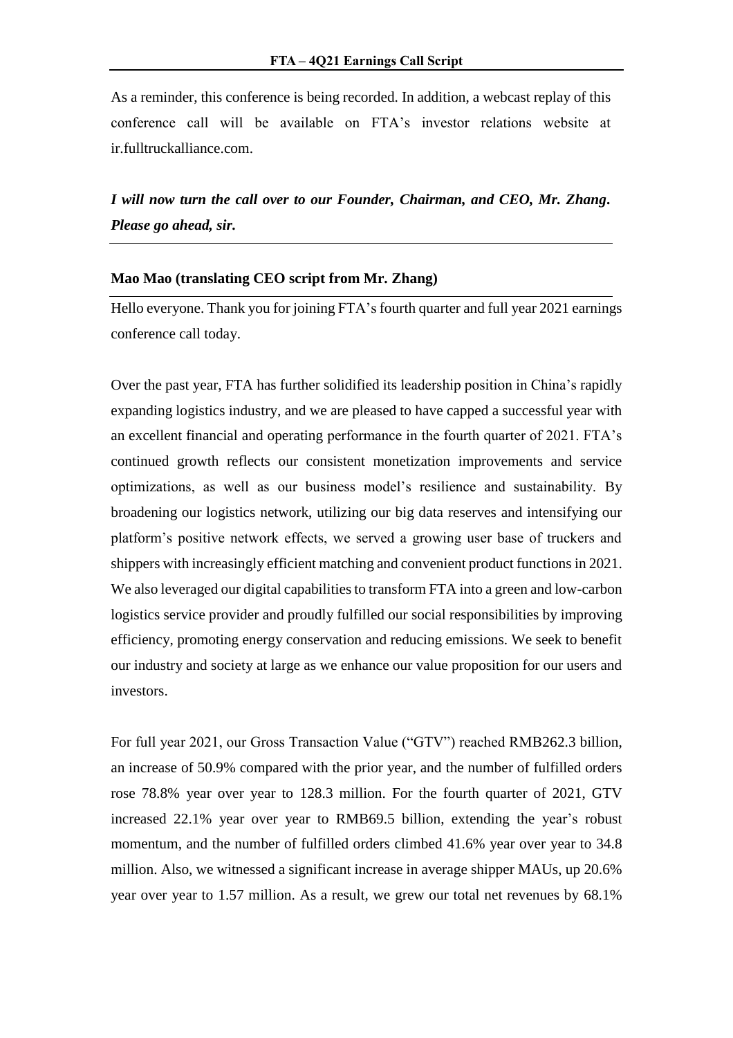As a reminder, this conference is being recorded. In addition, a webcast replay of this conference call will be available on FTA's investor relations website at ir.fulltruckalliance.com.

***I will now turn the call over to our Founder, Chairman, and CEO, Mr. Zhang. Please go ahead, sir.***

**Mao Mao (translating CEO script from Mr. Zhang)**

Hello everyone. Thank you for joining FTA's fourth quarter and full year 2021 earnings conference call today.

Over the past year, FTA has further solidified its leadership position in China's rapidly expanding logistics industry, and we are pleased to have capped a successful year with an excellent financial and operating performance in the fourth quarter of 2021. FTA's continued growth reflects our consistent monetization improvements and service optimizations, as well as our business model's resilience and sustainability. By broadening our logistics network, utilizing our big data reserves and intensifying our platform's positive network effects, we served a growing user base of truckers and shippers with increasingly efficient matching and convenient product functions in 2021. We also leveraged our digital capabilities to transform FTA into a green and low-carbon logistics service provider and proudly fulfilled our social responsibilities by improving efficiency, promoting energy conservation and reducing emissions. We seek to benefit our industry and society at large as we enhance our value proposition for our users and investors.

For full year 2021, our Gross Transaction Value ("GTV") reached RMB262.3 billion, an increase of 50.9% compared with the prior year, and the number of fulfilled orders rose 78.8% year over year to 128.3 million. For the fourth quarter of 2021, GTV increased 22.1% year over year to RMB69.5 billion, extending the year's robust momentum, and the number of fulfilled orders climbed 41.6% year over year to 34.8 million. Also, we witnessed a significant increase in average shipper MAUs, up 20.6% year over year to 1.57 million. As a result, we grew our total net revenues by 68.1%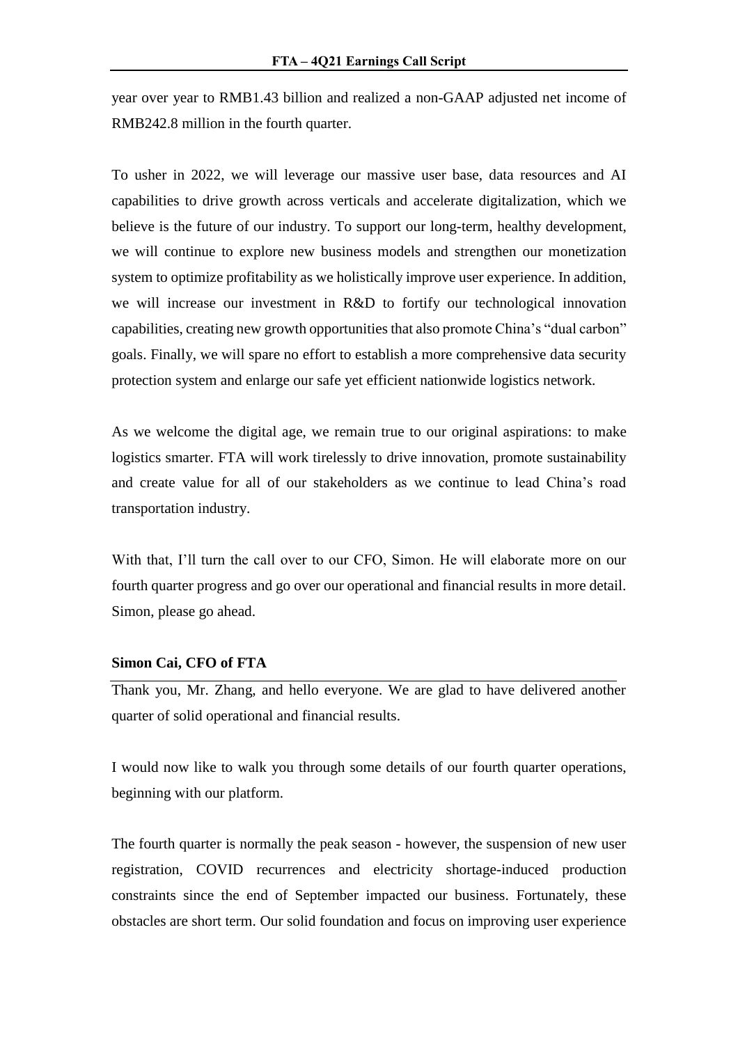year over year to RMB1.43 billion and realized a non-GAAP adjusted net income of RMB242.8 million in the fourth quarter.

To usher in 2022, we will leverage our massive user base, data resources and AI capabilities to drive growth across verticals and accelerate digitalization, which we believe is the future of our industry. To support our long-term, healthy development, we will continue to explore new business models and strengthen our monetization system to optimize profitability as we holistically improve user experience. In addition, we will increase our investment in R&D to fortify our technological innovation capabilities, creating new growth opportunities that also promote China's "dual carbon" goals. Finally, we will spare no effort to establish a more comprehensive data security protection system and enlarge our safe yet efficient nationwide logistics network.

As we welcome the digital age, we remain true to our original aspirations: to make logistics smarter. FTA will work tirelessly to drive innovation, promote sustainability and create value for all of our stakeholders as we continue to lead China's road transportation industry.

With that, I'll turn the call over to our CFO, Simon. He will elaborate more on our fourth quarter progress and go over our operational and financial results in more detail. Simon, please go ahead.

**Simon Cai, CFO of FTA**

Thank you, Mr. Zhang, and hello everyone. We are glad to have delivered another quarter of solid operational and financial results.

I would now like to walk you through some details of our fourth quarter operations, beginning with our platform.

The fourth quarter is normally the peak season - however, the suspension of new user registration, COVID recurrences and electricity shortage-induced production constraints since the end of September impacted our business. Fortunately, these obstacles are short term. Our solid foundation and focus on improving user experience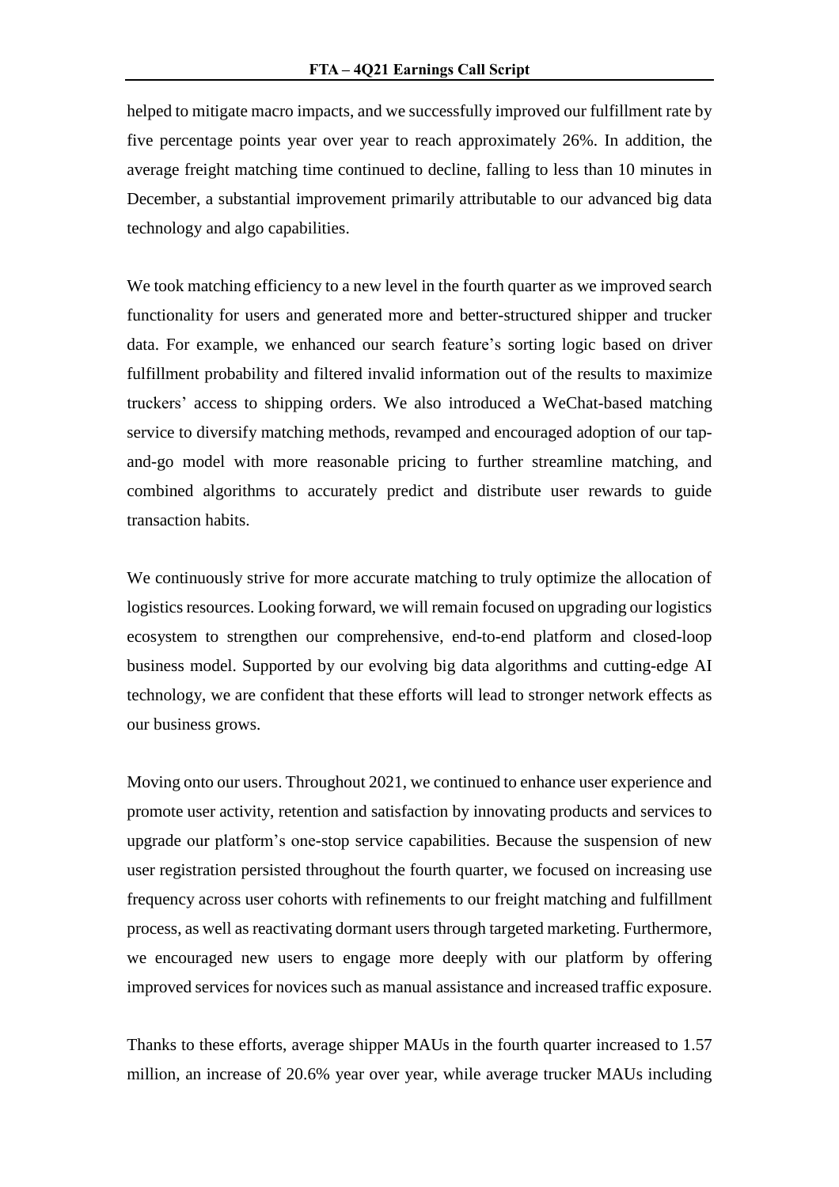helped to mitigate macro impacts, and we successfully improved our fulfillment rate by five percentage points year over year to reach approximately 26%. In addition, the average freight matching time continued to decline, falling to less than 10 minutes in December, a substantial improvement primarily attributable to our advanced big data technology and algo capabilities.

We took matching efficiency to a new level in the fourth quarter as we improved search functionality for users and generated more and better-structured shipper and trucker data. For example, we enhanced our search feature's sorting logic based on driver fulfillment probability and filtered invalid information out of the results to maximize truckers' access to shipping orders. We also introduced a WeChat-based matching service to diversify matching methods, revamped and encouraged adoption of our tap-and-go model with more reasonable pricing to further streamline matching, and combined algorithms to accurately predict and distribute user rewards to guide transaction habits.

We continuously strive for more accurate matching to truly optimize the allocation of logistics resources. Looking forward, we will remain focused on upgrading our logistics ecosystem to strengthen our comprehensive, end-to-end platform and closed-loop business model. Supported by our evolving big data algorithms and cutting-edge AI technology, we are confident that these efforts will lead to stronger network effects as our business grows.

Moving onto our users. Throughout 2021, we continued to enhance user experience and promote user activity, retention and satisfaction by innovating products and services to upgrade our platform's one-stop service capabilities. Because the suspension of new user registration persisted throughout the fourth quarter, we focused on increasing use frequency across user cohorts with refinements to our freight matching and fulfillment process, as well as reactivating dormant users through targeted marketing. Furthermore, we encouraged new users to engage more deeply with our platform by offering improved services for novices such as manual assistance and increased traffic exposure.

Thanks to these efforts, average shipper MAUs in the fourth quarter increased to 1.57 million, an increase of 20.6% year over year, while average trucker MAUs including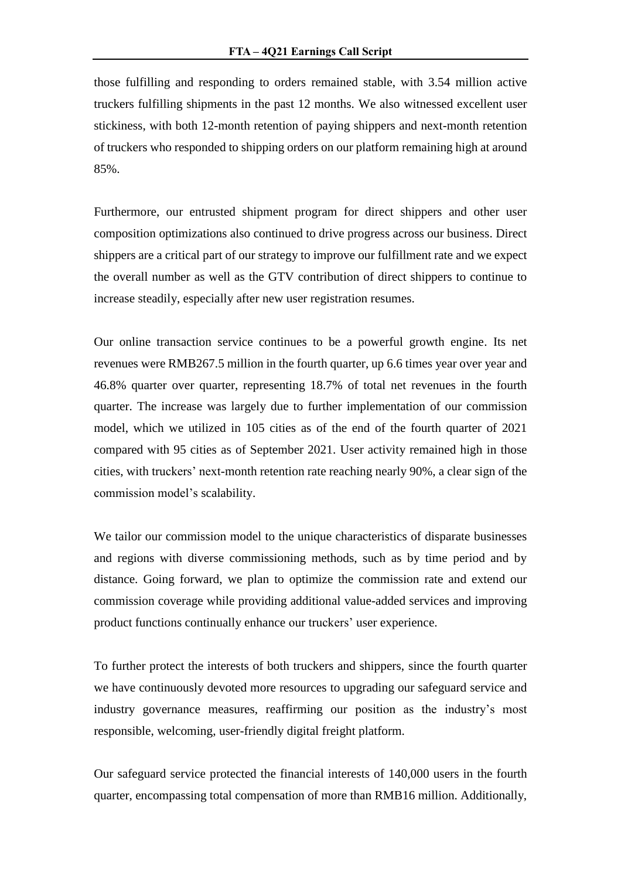those fulfilling and responding to orders remained stable, with 3.54 million active truckers fulfilling shipments in the past 12 months. We also witnessed excellent user stickiness, with both 12-month retention of paying shippers and next-month retention of truckers who responded to shipping orders on our platform remaining high at around 85%.

Furthermore, our entrusted shipment program for direct shippers and other user composition optimizations also continued to drive progress across our business. Direct shippers are a critical part of our strategy to improve our fulfillment rate and we expect the overall number as well as the GTV contribution of direct shippers to continue to increase steadily, especially after new user registration resumes.

Our online transaction service continues to be a powerful growth engine. Its net revenues were RMB267.5 million in the fourth quarter, up 6.6 times year over year and 46.8% quarter over quarter, representing 18.7% of total net revenues in the fourth quarter. The increase was largely due to further implementation of our commission model, which we utilized in 105 cities as of the end of the fourth quarter of 2021 compared with 95 cities as of September 2021. User activity remained high in those cities, with truckers' next-month retention rate reaching nearly 90%, a clear sign of the commission model's scalability.

We tailor our commission model to the unique characteristics of disparate businesses and regions with diverse commissioning methods, such as by time period and by distance. Going forward, we plan to optimize the commission rate and extend our commission coverage while providing additional value-added services and improving product functions continually enhance our truckers' user experience.

To further protect the interests of both truckers and shippers, since the fourth quarter we have continuously devoted more resources to upgrading our safeguard service and industry governance measures, reaffirming our position as the industry's most responsible, welcoming, user-friendly digital freight platform.

Our safeguard service protected the financial interests of 140,000 users in the fourth quarter, encompassing total compensation of more than RMB16 million. Additionally,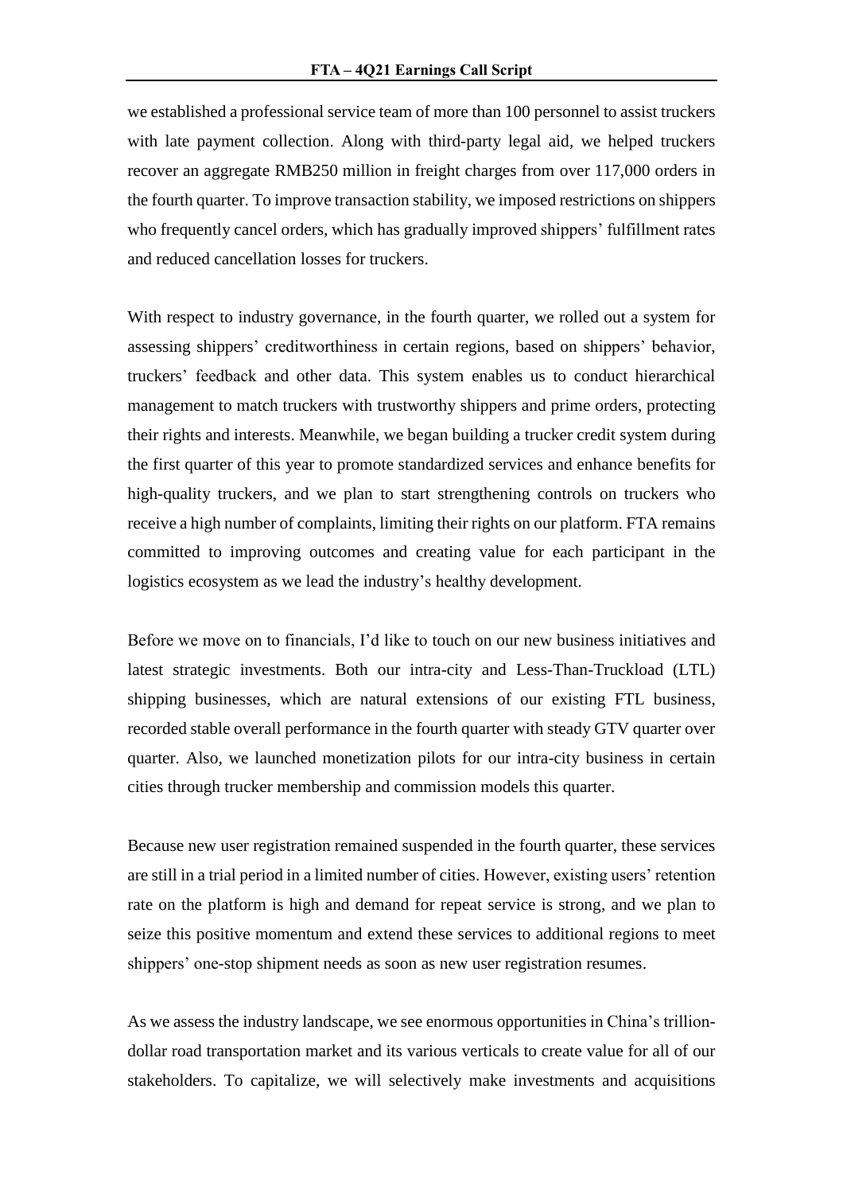we established a professional service team of more than 100 personnel to assist truckers with late payment collection. Along with third-party legal aid, we helped truckers recover an aggregate RMB250 million in freight charges from over 117,000 orders in the fourth quarter. To improve transaction stability, we imposed restrictions on shippers who frequently cancel orders, which has gradually improved shippers' fulfillment rates and reduced cancellation losses for truckers.

With respect to industry governance, in the fourth quarter, we rolled out a system for assessing shippers' creditworthiness in certain regions, based on shippers' behavior, truckers' feedback and other data. This system enables us to conduct hierarchical management to match truckers with trustworthy shippers and prime orders, protecting their rights and interests. Meanwhile, we began building a trucker credit system during the first quarter of this year to promote standardized services and enhance benefits for high-quality truckers, and we plan to start strengthening controls on truckers who receive a high number of complaints, limiting their rights on our platform. FTA remains committed to improving outcomes and creating value for each participant in the logistics ecosystem as we lead the industry's healthy development.

Before we move on to financials, I'd like to touch on our new business initiatives and latest strategic investments. Both our intra-city and Less-Than-Truckload (LTL) shipping businesses, which are natural extensions of our existing FTL business, recorded stable overall performance in the fourth quarter with steady GTV quarter over quarter. Also, we launched monetization pilots for our intra-city business in certain cities through trucker membership and commission models this quarter.

Because new user registration remained suspended in the fourth quarter, these services are still in a trial period in a limited number of cities. However, existing users' retention rate on the platform is high and demand for repeat service is strong, and we plan to seize this positive momentum and extend these services to additional regions to meet shippers' one-stop shipment needs as soon as new user registration resumes.

As we assess the industry landscape, we see enormous opportunities in China's trillion-dollar road transportation market and its various verticals to create value for all of our stakeholders. To capitalize, we will selectively make investments and acquisitions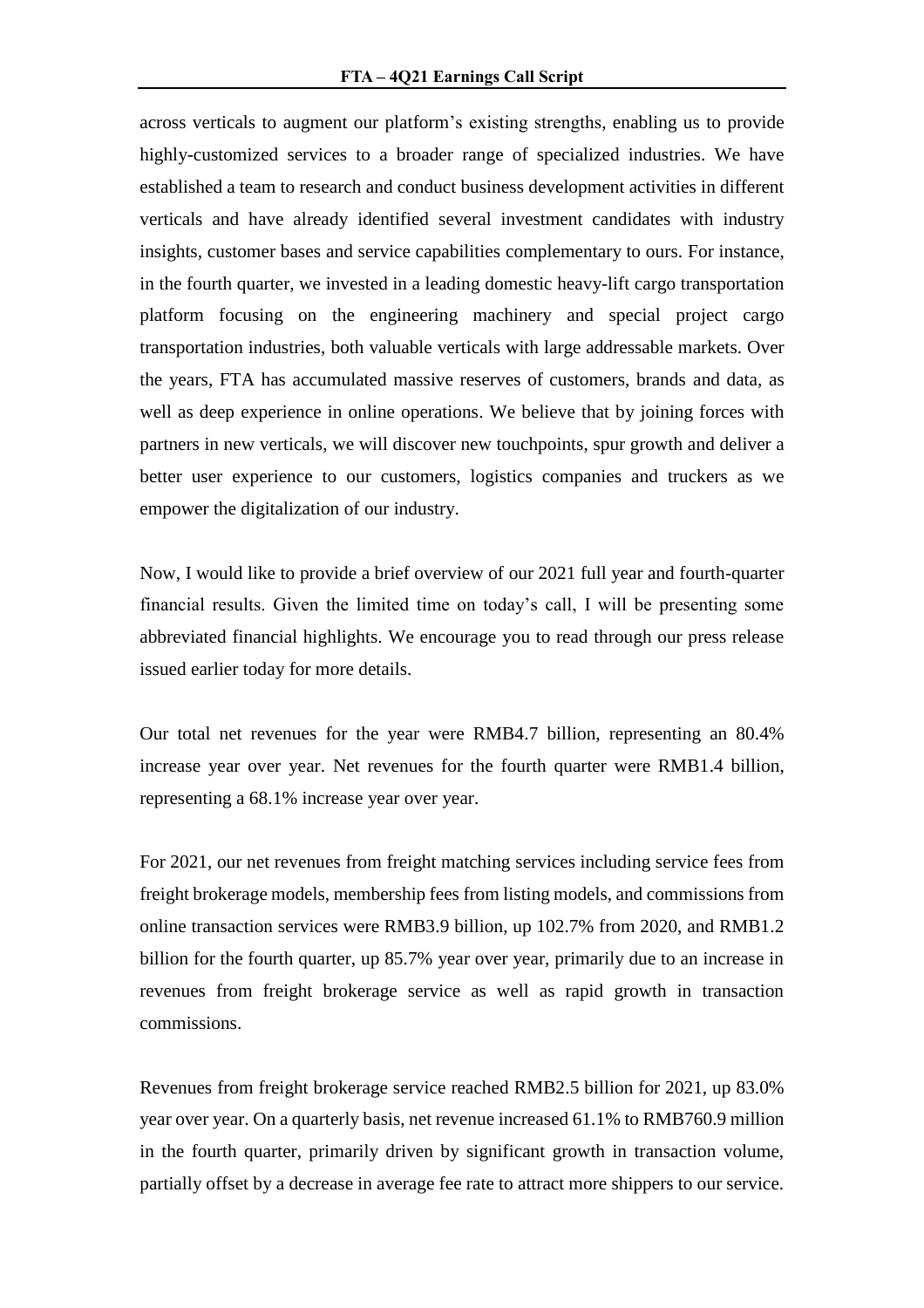across verticals to augment our platform's existing strengths, enabling us to provide highly-customized services to a broader range of specialized industries. We have established a team to research and conduct business development activities in different verticals and have already identified several investment candidates with industry insights, customer bases and service capabilities complementary to ours. For instance, in the fourth quarter, we invested in a leading domestic heavy-lift cargo transportation platform focusing on the engineering machinery and special project cargo transportation industries, both valuable verticals with large addressable markets. Over the years, FTA has accumulated massive reserves of customers, brands and data, as well as deep experience in online operations. We believe that by joining forces with partners in new verticals, we will discover new touchpoints, spur growth and deliver a better user experience to our customers, logistics companies and truckers as we empower the digitalization of our industry.

Now, I would like to provide a brief overview of our 2021 full year and fourth-quarter financial results. Given the limited time on today's call, I will be presenting some abbreviated financial highlights. We encourage you to read through our press release issued earlier today for more details.

Our total net revenues for the year were RMB4.7 billion, representing an 80.4% increase year over year. Net revenues for the fourth quarter were RMB1.4 billion, representing a 68.1% increase year over year.

For 2021, our net revenues from freight matching services including service fees from freight brokerage models, membership fees from listing models, and commissions from online transaction services were RMB3.9 billion, up 102.7% from 2020, and RMB1.2 billion for the fourth quarter, up 85.7% year over year, primarily due to an increase in revenues from freight brokerage service as well as rapid growth in transaction commissions.

Revenues from freight brokerage service reached RMB2.5 billion for 2021, up 83.0% year over year. On a quarterly basis, net revenue increased 61.1% to RMB760.9 million in the fourth quarter, primarily driven by significant growth in transaction volume, partially offset by a decrease in average fee rate to attract more shippers to our service.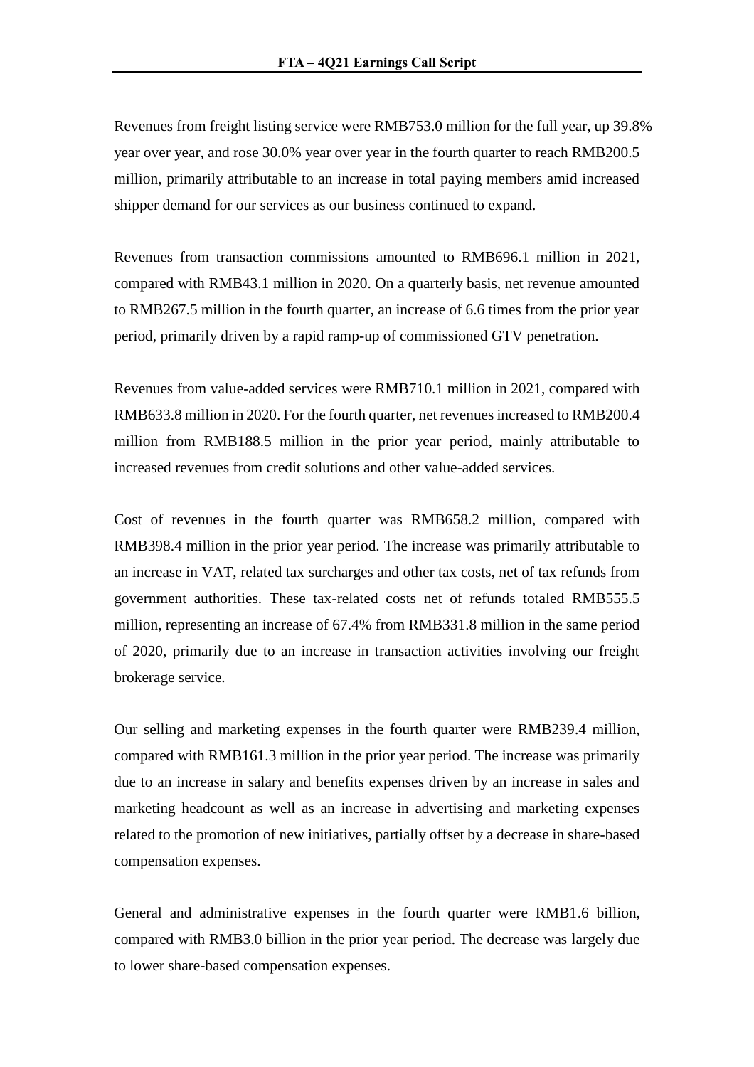Revenues from freight listing service were RMB753.0 million for the full year, up 39.8% year over year, and rose 30.0% year over year in the fourth quarter to reach RMB200.5 million, primarily attributable to an increase in total paying members amid increased shipper demand for our services as our business continued to expand.

Revenues from transaction commissions amounted to RMB696.1 million in 2021, compared with RMB43.1 million in 2020. On a quarterly basis, net revenue amounted to RMB267.5 million in the fourth quarter, an increase of 6.6 times from the prior year period, primarily driven by a rapid ramp-up of commissioned GTV penetration.

Revenues from value-added services were RMB710.1 million in 2021, compared with RMB633.8 million in 2020. For the fourth quarter, net revenues increased to RMB200.4 million from RMB188.5 million in the prior year period, mainly attributable to increased revenues from credit solutions and other value-added services.

Cost of revenues in the fourth quarter was RMB658.2 million, compared with RMB398.4 million in the prior year period. The increase was primarily attributable to an increase in VAT, related tax surcharges and other tax costs, net of tax refunds from government authorities. These tax-related costs net of refunds totaled RMB555.5 million, representing an increase of 67.4% from RMB331.8 million in the same period of 2020, primarily due to an increase in transaction activities involving our freight brokerage service.

Our selling and marketing expenses in the fourth quarter were RMB239.4 million, compared with RMB161.3 million in the prior year period. The increase was primarily due to an increase in salary and benefits expenses driven by an increase in sales and marketing headcount as well as an increase in advertising and marketing expenses related to the promotion of new initiatives, partially offset by a decrease in share-based compensation expenses.

General and administrative expenses in the fourth quarter were RMB1.6 billion, compared with RMB3.0 billion in the prior year period. The decrease was largely due to lower share-based compensation expenses.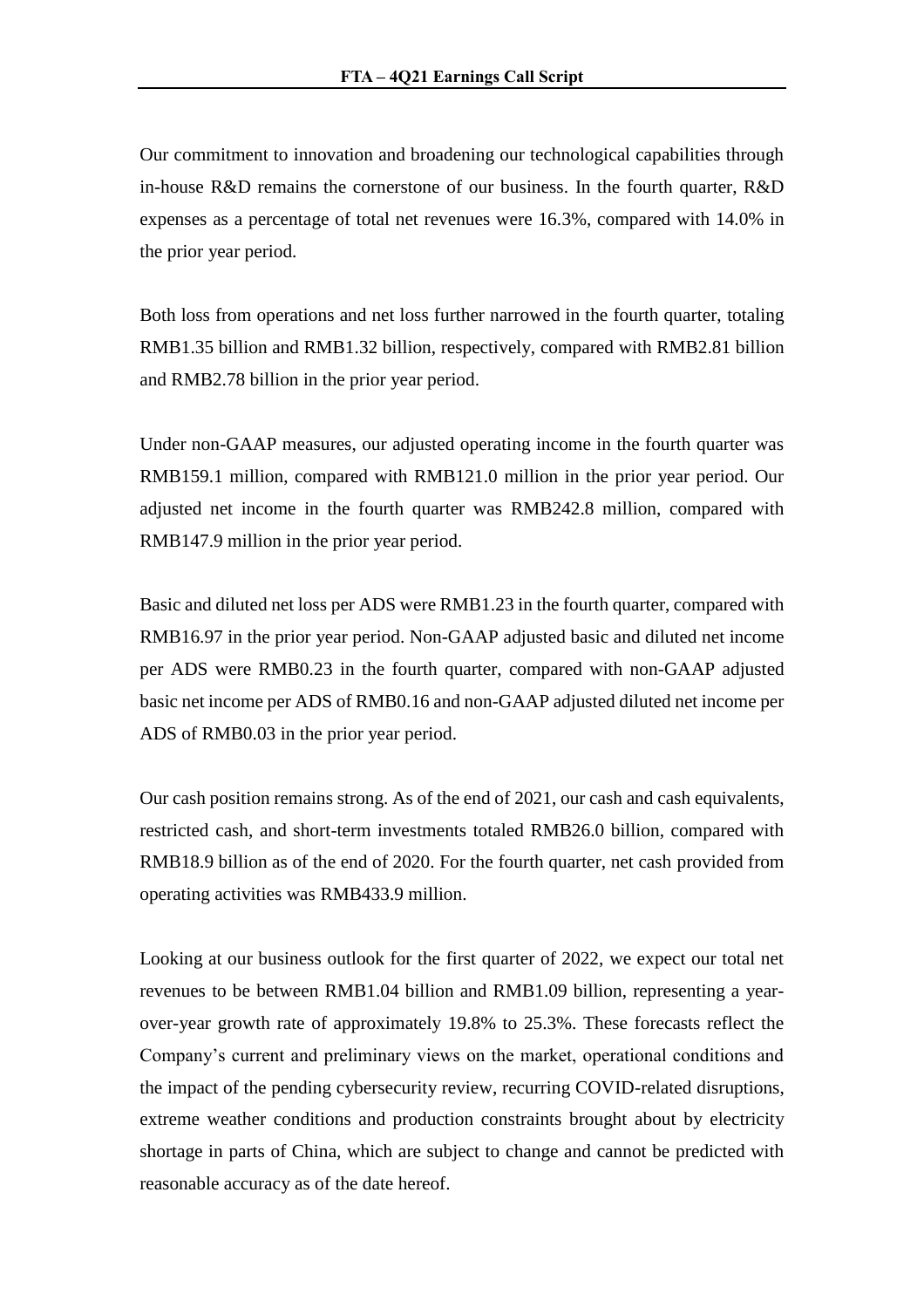Our commitment to innovation and broadening our technological capabilities through in-house R&D remains the cornerstone of our business. In the fourth quarter, R&D expenses as a percentage of total net revenues were 16.3%, compared with 14.0% in the prior year period.

Both loss from operations and net loss further narrowed in the fourth quarter, totaling RMB1.35 billion and RMB1.32 billion, respectively, compared with RMB2.81 billion and RMB2.78 billion in the prior year period.

Under non-GAAP measures, our adjusted operating income in the fourth quarter was RMB159.1 million, compared with RMB121.0 million in the prior year period. Our adjusted net income in the fourth quarter was RMB242.8 million, compared with RMB147.9 million in the prior year period.

Basic and diluted net loss per ADS were RMB1.23 in the fourth quarter, compared with RMB16.97 in the prior year period. Non-GAAP adjusted basic and diluted net income per ADS were RMB0.23 in the fourth quarter, compared with non-GAAP adjusted basic net income per ADS of RMB0.16 and non-GAAP adjusted diluted net income per ADS of RMB0.03 in the prior year period.

Our cash position remains strong. As of the end of 2021, our cash and cash equivalents, restricted cash, and short-term investments totaled RMB26.0 billion, compared with RMB18.9 billion as of the end of 2020. For the fourth quarter, net cash provided from operating activities was RMB433.9 million.

Looking at our business outlook for the first quarter of 2022, we expect our total net revenues to be between RMB1.04 billion and RMB1.09 billion, representing a year-over-year growth rate of approximately 19.8% to 25.3%. These forecasts reflect the Company's current and preliminary views on the market, operational conditions and the impact of the pending cybersecurity review, recurring COVID-related disruptions, extreme weather conditions and production constraints brought about by electricity shortage in parts of China, which are subject to change and cannot be predicted with reasonable accuracy as of the date hereof.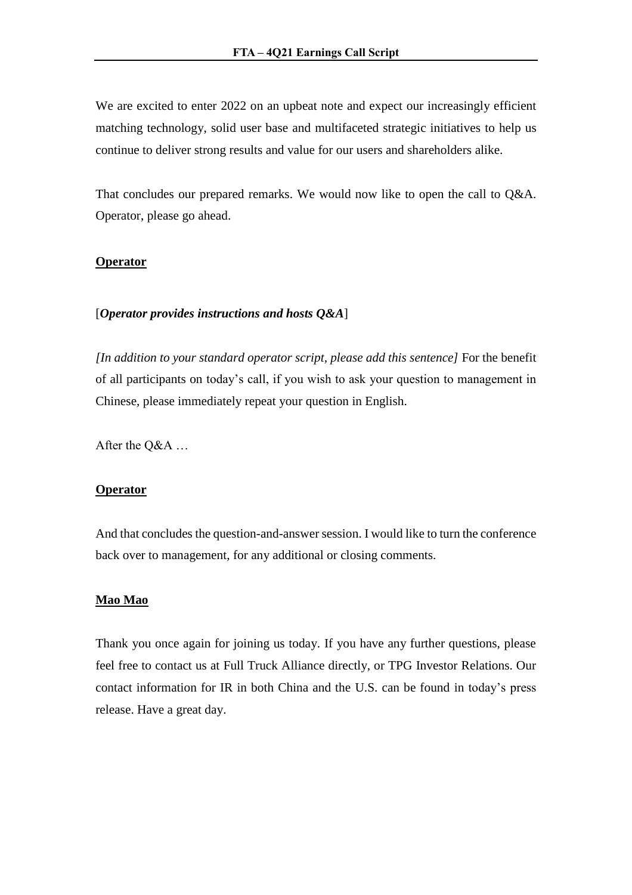We are excited to enter 2022 on an upbeat note and expect our increasingly efficient matching technology, solid user base and multifaceted strategic initiatives to help us continue to deliver strong results and value for our users and shareholders alike.

That concludes our prepared remarks. We would now like to open the call to Q&A. Operator, please go ahead.

**Operator**

[***Operator provides instructions and hosts Q&A***]

*[In addition to your standard operator script, please add this sentence]* For the benefit of all participants on today's call, if you wish to ask your question to management in Chinese, please immediately repeat your question in English.

After the Q&A …

**Operator**

And that concludes the question-and-answer session. I would like to turn the conference back over to management, for any additional or closing comments.

**Mao Mao**

Thank you once again for joining us today. If you have any further questions, please feel free to contact us at Full Truck Alliance directly, or TPG Investor Relations. Our contact information for IR in both China and the U.S. can be found in today's press release. Have a great day.